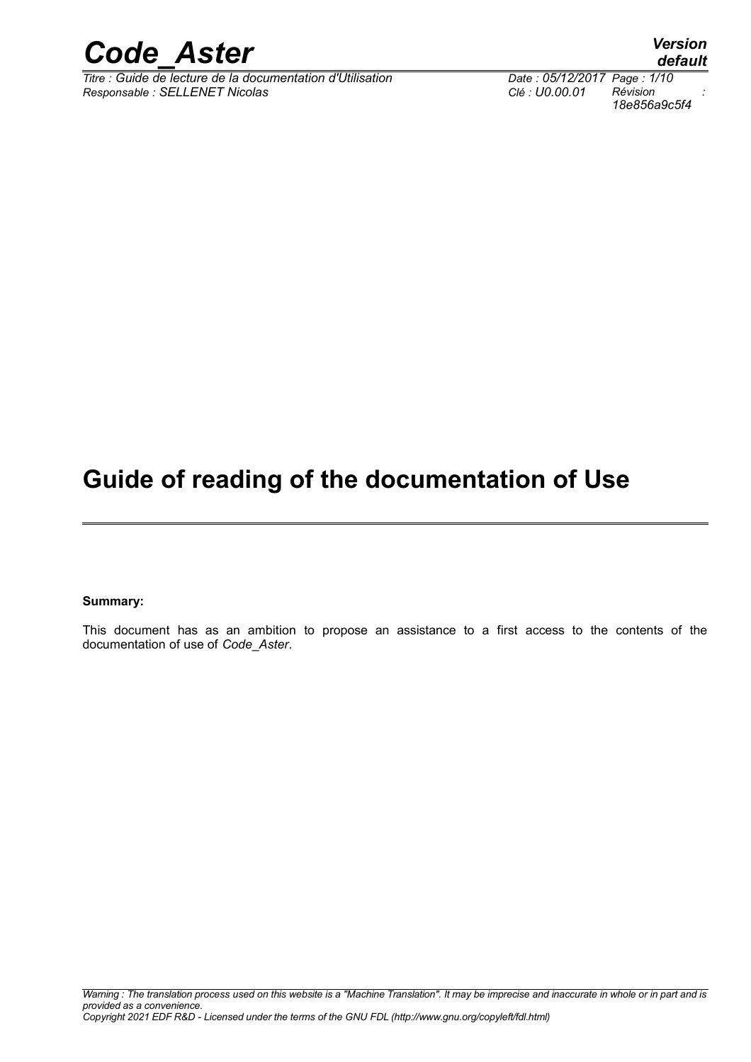# Guide of reading of the documentation of Use

**Summary:**

This document has as an ambition to propose an assistance to a first access to the contents of the documentation of use of *Code_Aster*.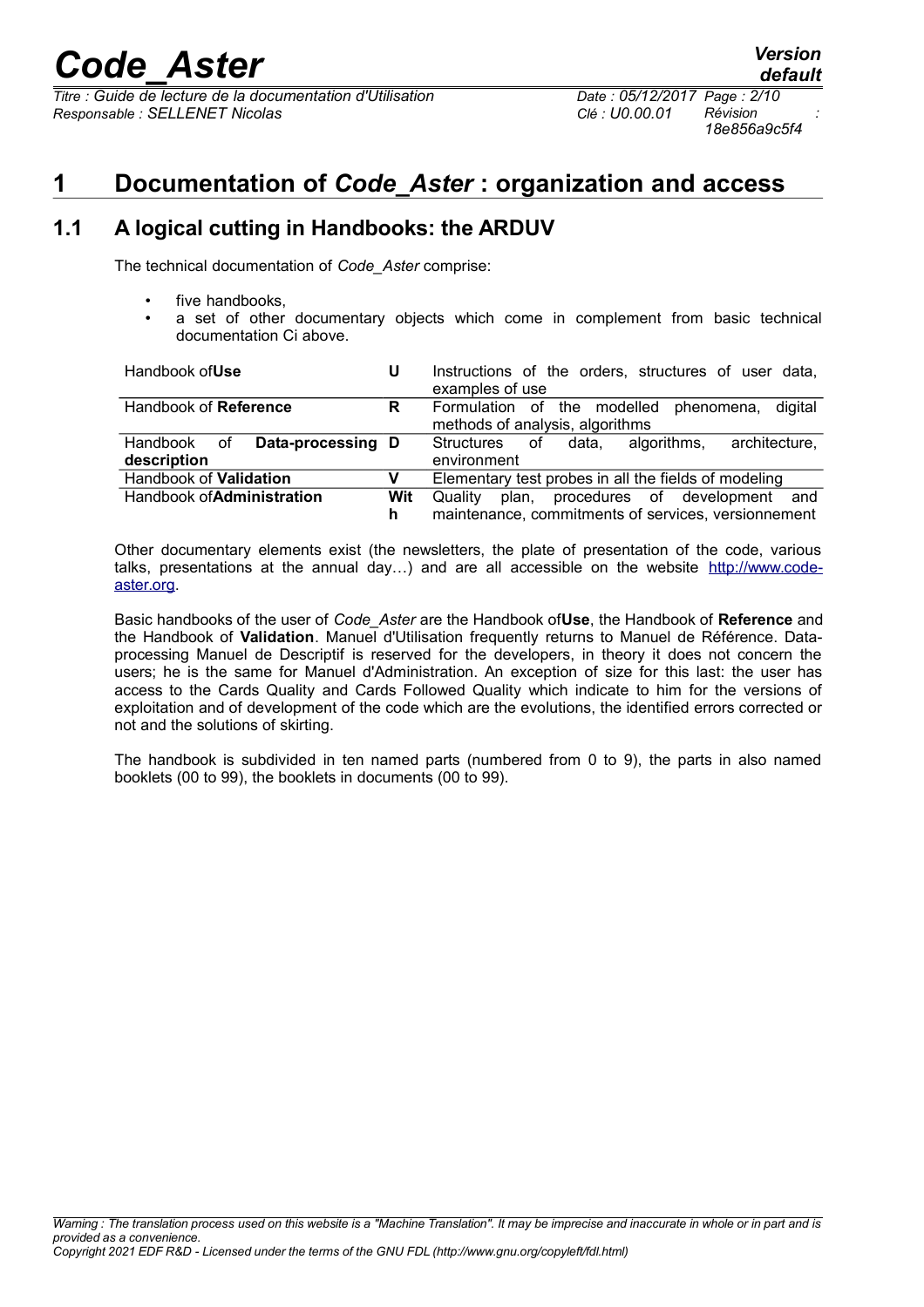# 1 Documentation of *Code_Aster* : organization and access

## 1.1 A logical cutting in Handbooks: the ARDUV

The technical documentation of *Code_Aster* comprise:

- five handbooks,
- a set of other documentary objects which come in complement from basic technical documentation Ci above.

| Handbook | | |
|---|---|---|
| Handbook of**Use** | **U** | Instructions of the orders, structures of user data, examples of use |
| Handbook of **Reference** | **R** | Formulation of the modelled phenomena, digital methods of analysis, algorithms |
| Handbook of **Data-processing description** | **D** | Structures of data, algorithms, architecture, environment |
| Handbook of **Validation** | **V** | Elementary test probes in all the fields of modeling |
| Handbook of**Administration** | **With** | Quality plan, procedures of development and maintenance, commitments of services, versionnement |

Other documentary elements exist (the newsletters, the plate of presentation of the code, various talks, presentations at the annual day…) and are all accessible on the website http://www.code-aster.org.

Basic handbooks of the user of *Code_Aster* are the Handbook of**Use**, the Handbook of **Reference** and the Handbook of **Validation**. Manuel d'Utilisation frequently returns to Manuel de Référence. Data-processing Manuel de Descriptif is reserved for the developers, in theory it does not concern the users; he is the same for Manuel d'Administration. An exception of size for this last: the user has access to the Cards Quality and Cards Followed Quality which indicate to him for the versions of exploitation and of development of the code which are the evolutions, the identified errors corrected or not and the solutions of skirting.

The handbook is subdivided in ten named parts (numbered from 0 to 9), the parts in also named booklets (00 to 99), the booklets in documents (00 to 99).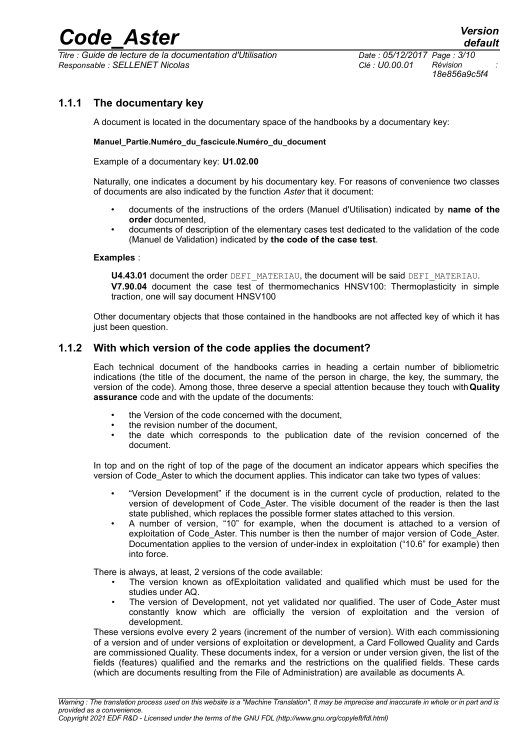### 1.1.1 The documentary key

A document is located in the documentary space of the handbooks by a documentary key:

**Manuel_Partie.Numéro_du_fascicule.Numéro_du_document**

Example of a documentary key: **U1.02.00**

Naturally, one indicates a document by his documentary key. For reasons of convenience two classes of documents are also indicated by the function *Aster* that it document:

- documents of the instructions of the orders (Manuel d'Utilisation) indicated by **name of the order** documented,
- documents of description of the elementary cases test dedicated to the validation of the code (Manuel de Validation) indicated by **the code of the case test**.

**Examples** :

**U4.43.01** document the order `DEFI_MATERIAU`, the document will be said `DEFI_MATERIAU`.
**V7.90.04** document the case test of thermomechanics HNSV100: Thermoplasticity in simple traction, one will say document HNSV100

Other documentary objects that those contained in the handbooks are not affected key of which it has just been question.

### 1.1.2 With which version of the code applies the document?

Each technical document of the handbooks carries in heading a certain number of bibliometric indications (the title of the document, the name of the person in charge, the key, the summary, the version of the code). Among those, three deserve a special attention because they touch with **Quality assurance** code and with the update of the documents:

- the Version of the code concerned with the document,
- the revision number of the document,
- the date which corresponds to the publication date of the revision concerned of the document.

In top and on the right of top of the page of the document an indicator appears which specifies the version of Code_Aster to which the document applies. This indicator can take two types of values:

- "Version Development" if the document is in the current cycle of production, related to the version of development of Code_Aster. The visible document of the reader is then the last state published, which replaces the possible former states attached to this version.
- A number of version, "10" for example, when the document is attached to a version of exploitation of Code_Aster. This number is then the number of major version of Code_Aster. Documentation applies to the version of under-index in exploitation ("10.6" for example) then into force.

There is always, at least, 2 versions of the code available:

- The version known as ofExploitation validated and qualified which must be used for the studies under AQ.
- The version of Development, not yet validated nor qualified. The user of Code_Aster must constantly know which are officially the version of exploitation and the version of development.

These versions evolve every 2 years (increment of the number of version). With each commissioning of a version and of under versions of exploitation or development, a Card Followed Quality and Cards are commissioned Quality. These documents index, for a version or under version given, the list of the fields (features) qualified and the remarks and the restrictions on the qualified fields. These cards (which are documents resulting from the File of Administration) are available as documents A.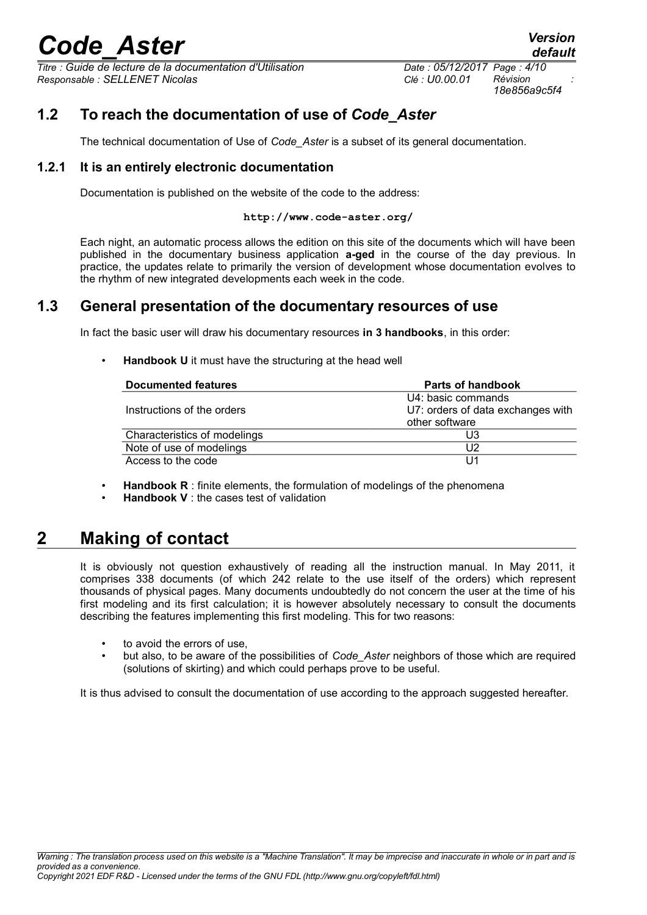## 1.2 To reach the documentation of use of *Code_Aster*

The technical documentation of Use of *Code_Aster* is a subset of its general documentation.

### 1.2.1 It is an entirely electronic documentation

Documentation is published on the website of the code to the address:

**http://www.code-aster.org/**

Each night, an automatic process allows the edition on this site of the documents which will have been published in the documentary business application **a-ged** in the course of the day previous. In practice, the updates relate to primarily the version of development whose documentation evolves to the rhythm of new integrated developments each week in the code.

## 1.3 General presentation of the documentary resources of use

In fact the basic user will draw his documentary resources **in 3 handbooks**, in this order:

- **Handbook U** it must have the structuring at the head well

| Documented features | Parts of handbook |
|---|---|
| Instructions of the orders | U4: basic commands<br>U7: orders of data exchanges with other software |
| Characteristics of modelings | U3 |
| Note of use of modelings | U2 |
| Access to the code | U1 |

- **Handbook R** : finite elements, the formulation of modelings of the phenomena
- **Handbook V** : the cases test of validation

# 2 Making of contact

It is obviously not question exhaustively of reading all the instruction manual. In May 2011, it comprises 338 documents (of which 242 relate to the use itself of the orders) which represent thousands of physical pages. Many documents undoubtedly do not concern the user at the time of his first modeling and its first calculation; it is however absolutely necessary to consult the documents describing the features implementing this first modeling. This for two reasons:

- to avoid the errors of use,
- but also, to be aware of the possibilities of *Code_Aster* neighbors of those which are required (solutions of skirting) and which could perhaps prove to be useful.

It is thus advised to consult the documentation of use according to the approach suggested hereafter.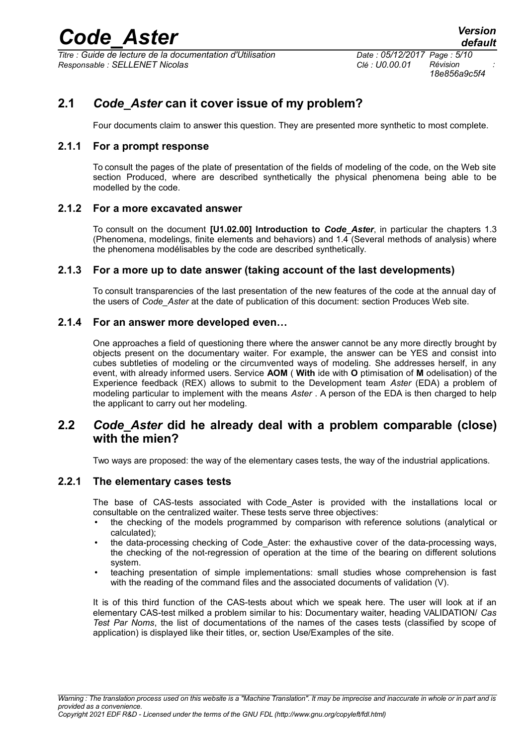## 2.1 *Code_Aster* can it cover issue of my problem?

Four documents claim to answer this question. They are presented more synthetic to most complete.

### 2.1.1 For a prompt response

To consult the pages of the plate of presentation of the fields of modeling of the code, on the Web site section Produced, where are described synthetically the physical phenomena being able to be modelled by the code.

### 2.1.2 For a more excavated answer

To consult on the document **[U1.02.00] Introduction to *Code_Aster***, in particular the chapters 1.3 (Phenomena, modelings, finite elements and behaviors) and 1.4 (Several methods of analysis) where the phenomena modélisables by the code are described synthetically.

### 2.1.3 For a more up to date answer (taking account of the last developments)

To consult transparencies of the last presentation of the new features of the code at the annual day of the users of *Code_Aster* at the date of publication of this document: section Produces Web site.

### 2.1.4 For an answer more developed even…

One approaches a field of questioning there where the answer cannot be any more directly brought by objects present on the documentary waiter. For example, the answer can be YES and consist into cubes subtleties of modeling or the circumvented ways of modeling. She addresses herself, in any event, with already informed users. Service **AOM** ( **With** ide with **O** ptimisation of **M** odelisation) of the Experience feedback (REX) allows to submit to the Development team *Aster* (EDA) a problem of modeling particular to implement with the means *Aster* . A person of the EDA is then charged to help the applicant to carry out her modeling.

## 2.2 *Code_Aster* did he already deal with a problem comparable (close) with the mien?

Two ways are proposed: the way of the elementary cases tests, the way of the industrial applications.

### 2.2.1 The elementary cases tests

The base of CAS-tests associated with Code_Aster is provided with the installations local or consultable on the centralized waiter. These tests serve three objectives:

- the checking of the models programmed by comparison with reference solutions (analytical or calculated);
- the data-processing checking of Code_Aster: the exhaustive cover of the data-processing ways, the checking of the not-regression of operation at the time of the bearing on different solutions system.
- teaching presentation of simple implementations: small studies whose comprehension is fast with the reading of the command files and the associated documents of validation (V).

It is of this third function of the CAS-tests about which we speak here. The user will look at if an elementary CAS-test milked a problem similar to his: Documentary waiter, heading VALIDATION/ *Cas Test Par Noms*, the list of documentations of the names of the cases tests (classified by scope of application) is displayed like their titles, or, section Use/Examples of the site.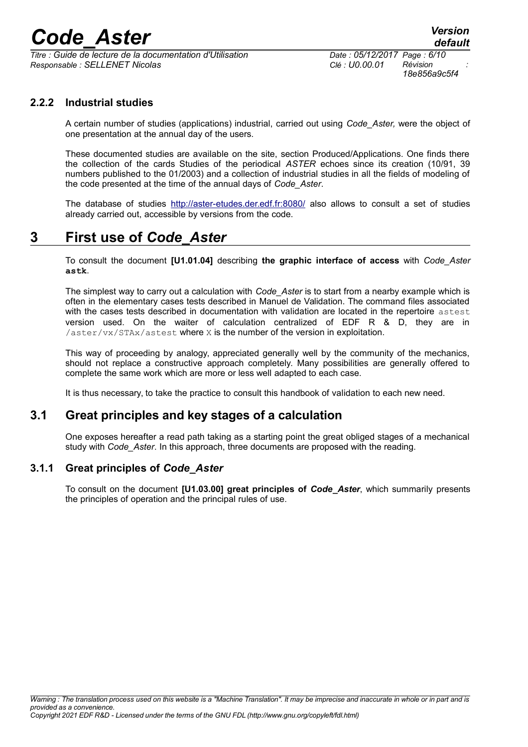### 2.2.2 Industrial studies

A certain number of studies (applications) industrial, carried out using *Code_Aster,* were the object of one presentation at the annual day of the users.

These documented studies are available on the site, section Produced/Applications. One finds there the collection of the cards Studies of the periodical *ASTER* echoes since its creation (10/91, 39 numbers published to the 01/2003) and a collection of industrial studies in all the fields of modeling of the code presented at the time of the annual days of *Code_Aster*.

The database of studies http://aster-etudes.der.edf.fr:8080/ also allows to consult a set of studies already carried out, accessible by versions from the code.

# 3 First use of *Code_Aster*

To consult the document **[U1.01.04]** describing **the graphic interface of access** with *Code_Aster* **astk**.

The simplest way to carry out a calculation with *Code_Aster* is to start from a nearby example which is often in the elementary cases tests described in Manuel de Validation. The command files associated with the cases tests described in documentation with validation are located in the repertoire `astest` version used. On the waiter of calculation centralized of EDF R & D, they are in `/aster/vx/STAx/astest` where `X` is the number of the version in exploitation.

This way of proceeding by analogy, appreciated generally well by the community of the mechanics, should not replace a constructive approach completely. Many possibilities are generally offered to complete the same work which are more or less well adapted to each case.

It is thus necessary, to take the practice to consult this handbook of validation to each new need.

## 3.1 Great principles and key stages of a calculation

One exposes hereafter a read path taking as a starting point the great obliged stages of a mechanical study with *Code_Aster*. In this approach, three documents are proposed with the reading.

### 3.1.1 Great principles of *Code_Aster*

To consult on the document **[U1.03.00] great principles of *Code_Aster***, which summarily presents the principles of operation and the principal rules of use.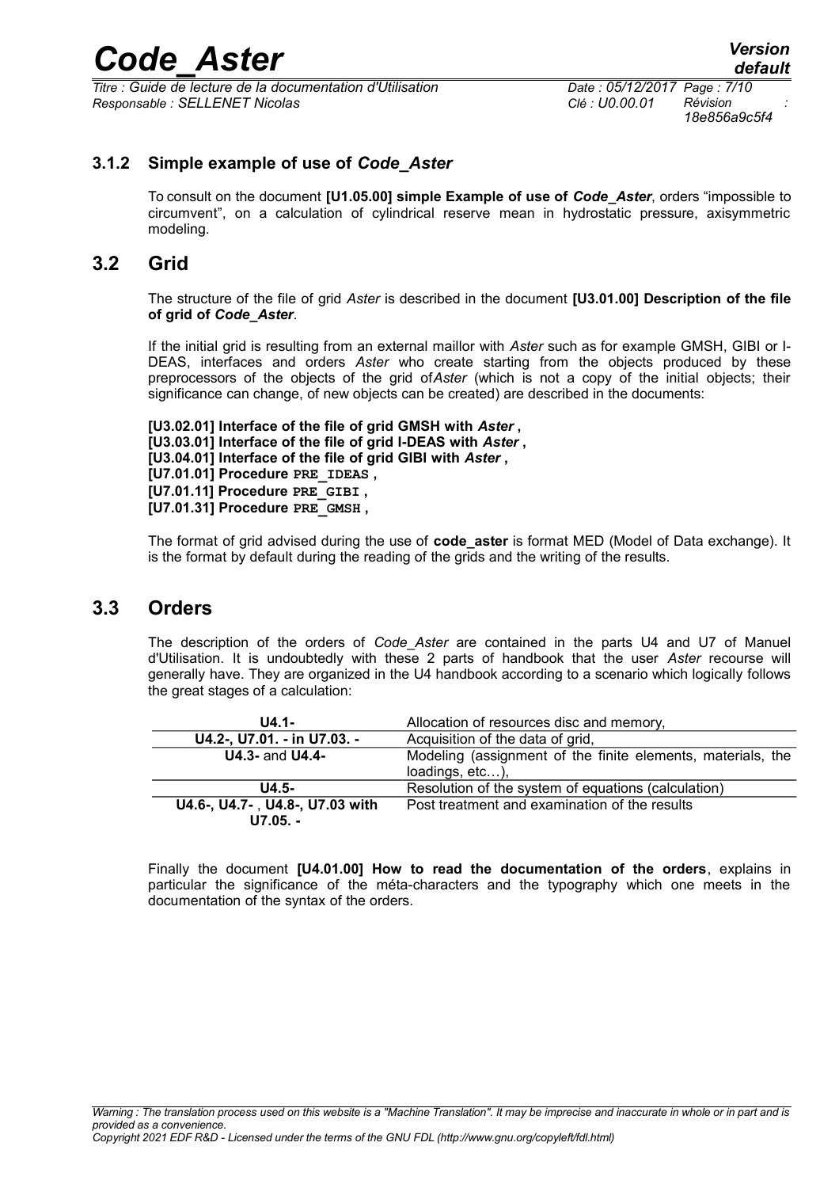### 3.1.2 Simple example of use of *Code_Aster*

To consult on the document **[U1.05.00] simple Example of use of *Code_Aster***, orders "impossible to circumvent", on a calculation of cylindrical reserve mean in hydrostatic pressure, axisymmetric modeling.

## 3.2 Grid

The structure of the file of grid *Aster* is described in the document **[U3.01.00] Description of the file of grid of *Code_Aster***.

If the initial grid is resulting from an external maillor with *Aster* such as for example GMSH, GIBI or I-DEAS, interfaces and orders *Aster* who create starting from the objects produced by these preprocessors of the objects of the grid of*Aster* (which is not a copy of the initial objects; their significance can change, of new objects can be created) are described in the documents:

**[U3.02.01] Interface of the file of grid GMSH with *Aster* ,**
**[U3.03.01] Interface of the file of grid I-DEAS with *Aster* ,**
**[U3.04.01] Interface of the file of grid GIBI with *Aster* ,**
**[U7.01.01] Procedure `PRE_IDEAS` ,**
**[U7.01.11] Procedure `PRE_GIBI` ,**
**[U7.01.31] Procedure `PRE_GMSH` ,**

The format of grid advised during the use of **code_aster** is format MED (Model of Data exchange). It is the format by default during the reading of the grids and the writing of the results.

## 3.3 Orders

The description of the orders of *Code_Aster* are contained in the parts U4 and U7 of Manuel d'Utilisation. It is undoubtedly with these 2 parts of handbook that the user *Aster* recourse will generally have. They are organized in the U4 handbook according to a scenario which logically follows the great stages of a calculation:

| U4.1- | Allocation of resources disc and memory, |
|---|---|
| **U4.2-, U7.01. - in U7.03. -** | Acquisition of the data of grid, |
| **U4.3-** and **U4.4-** | Modeling (assignment of the finite elements, materials, the loadings, etc…), |
| **U4.5-** | Resolution of the system of equations (calculation) |
| **U4.6-, U4.7- , U4.8-, U7.03 with U7.05. -** | Post treatment and examination of the results |

Finally the document **[U4.01.00] How to read the documentation of the orders**, explains in particular the significance of the méta-characters and the typography which one meets in the documentation of the syntax of the orders.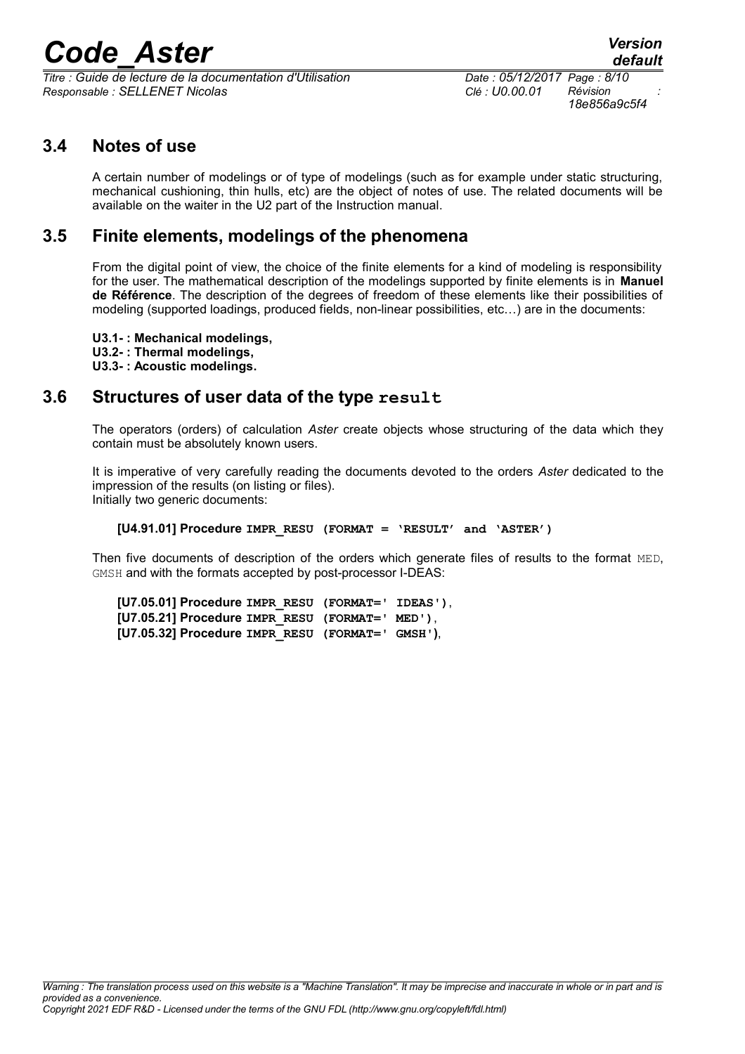## 3.4 Notes of use

A certain number of modelings or of type of modelings (such as for example under static structuring, mechanical cushioning, thin hulls, etc) are the object of notes of use. The related documents will be available on the waiter in the U2 part of the Instruction manual.

## 3.5 Finite elements, modelings of the phenomena

From the digital point of view, the choice of the finite elements for a kind of modeling is responsibility for the user. The mathematical description of the modelings supported by finite elements is in **Manuel de Référence**. The description of the degrees of freedom of these elements like their possibilities of modeling (supported loadings, produced fields, non-linear possibilities, etc…) are in the documents:

**U3.1- : Mechanical modelings,**
**U3.2- : Thermal modelings,**
**U3.3- : Acoustic modelings.**

## 3.6 Structures of user data of the type `result`

The operators (orders) of calculation *Aster* create objects whose structuring of the data which they contain must be absolutely known users.

It is imperative of very carefully reading the documents devoted to the orders *Aster* dedicated to the impression of the results (on listing or files).
Initially two generic documents:

**[U4.91.01] Procedure `IMPR_RESU (FORMAT = 'RESULT' and 'ASTER')`**

Then five documents of description of the orders which generate files of results to the format `MED`, `GMSH` and with the formats accepted by post-processor I-DEAS:

**[U7.05.01] Procedure `IMPR_RESU (FORMAT=' IDEAS')`**,
**[U7.05.21] Procedure `IMPR_RESU (FORMAT=' MED')`**,
**[U7.05.32] Procedure `IMPR_RESU (FORMAT=' GMSH')`**,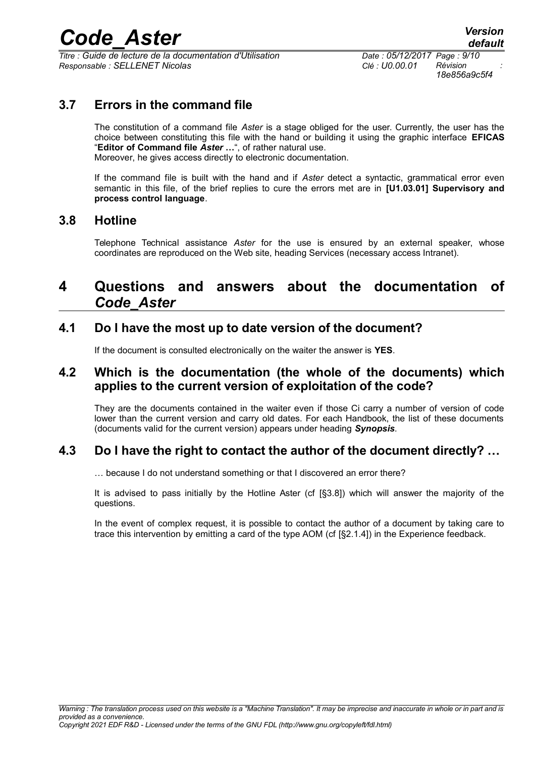## 3.7 Errors in the command file

The constitution of a command file *Aster* is a stage obliged for the user. Currently, the user has the choice between constituting this file with the hand or building it using the graphic interface **EFICAS** "**Editor of Command file *Aster* …**", of rather natural use.
Moreover, he gives access directly to electronic documentation.

If the command file is built with the hand and if *Aster* detect a syntactic, grammatical error even semantic in this file, of the brief replies to cure the errors met are in **[U1.03.01] Supervisory and process control language**.

## 3.8 Hotline

Telephone Technical assistance *Aster* for the use is ensured by an external speaker, whose coordinates are reproduced on the Web site, heading Services (necessary access Intranet).

# 4 Questions and answers about the documentation of *Code_Aster*

## 4.1 Do I have the most up to date version of the document?

If the document is consulted electronically on the waiter the answer is **YES**.

## 4.2 Which is the documentation (the whole of the documents) which applies to the current version of exploitation of the code?

They are the documents contained in the waiter even if those Ci carry a number of version of code lower than the current version and carry old dates. For each Handbook, the list of these documents (documents valid for the current version) appears under heading ***Synopsis***.

## 4.3 Do I have the right to contact the author of the document directly? …

… because I do not understand something or that I discovered an error there?

It is advised to pass initially by the Hotline Aster (cf [§3.8]) which will answer the majority of the questions.

In the event of complex request, it is possible to contact the author of a document by taking care to trace this intervention by emitting a card of the type AOM (cf [§2.1.4]) in the Experience feedback.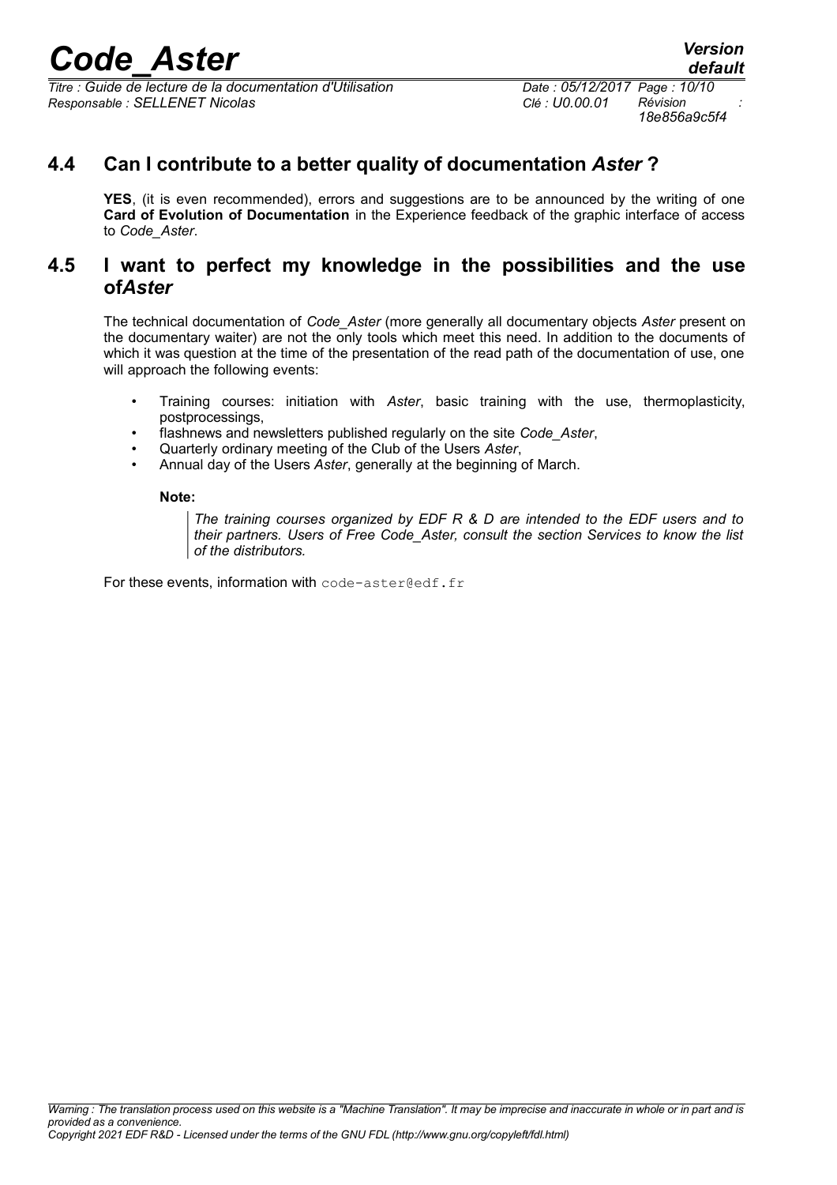## 4.4 Can I contribute to a better quality of documentation *Aster* ?

**YES**, (it is even recommended), errors and suggestions are to be announced by the writing of one **Card of Evolution of Documentation** in the Experience feedback of the graphic interface of access to *Code_Aster*.

## 4.5 I want to perfect my knowledge in the possibilities and the use of*Aster*

The technical documentation of *Code_Aster* (more generally all documentary objects *Aster* present on the documentary waiter) are not the only tools which meet this need. In addition to the documents of which it was question at the time of the presentation of the read path of the documentation of use, one will approach the following events:

- Training courses: initiation with *Aster*, basic training with the use, thermoplasticity, postprocessings,
- flashnews and newsletters published regularly on the site *Code_Aster*,
- Quarterly ordinary meeting of the Club of the Users *Aster*,
- Annual day of the Users *Aster*, generally at the beginning of March.

**Note:**

> *The training courses organized by EDF R & D are intended to the EDF users and to their partners. Users of Free Code_Aster, consult the section Services to know the list of the distributors.*

For these events, information with `code-aster@edf.fr`